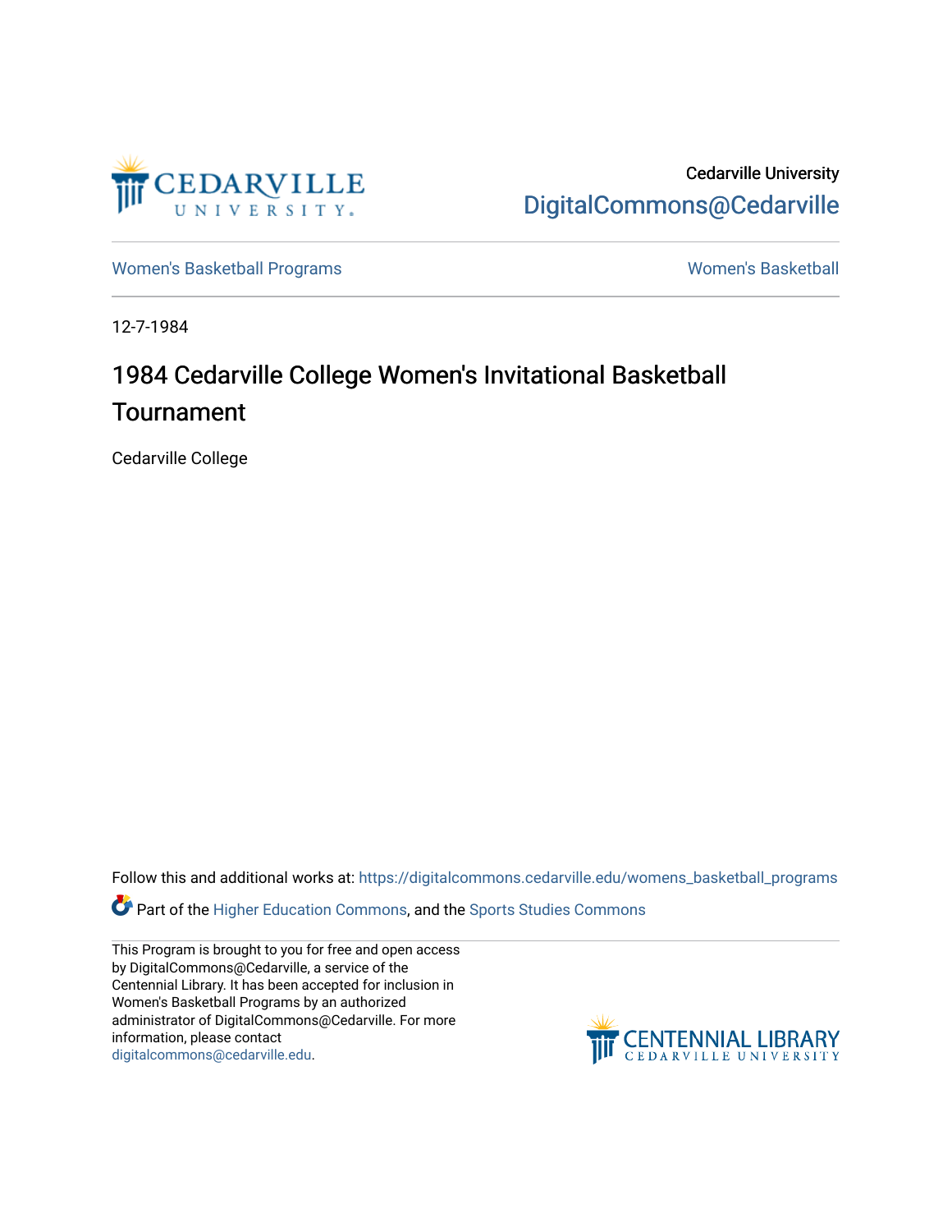Cedarville University
DigitalCommons@Cedarville

Women's Basketball Programs | Women's Basketball

12-7-1984

# 1984 Cedarville College Women's Invitational Basketball Tournament

Cedarville College

Follow this and additional works at: https://digitalcommons.cedarville.edu/womens_basketball_programs

Part of the Higher Education Commons, and the Sports Studies Commons

This Program is brought to you for free and open access by DigitalCommons@Cedarville, a service of the Centennial Library. It has been accepted for inclusion in Women's Basketball Programs by an authorized administrator of DigitalCommons@Cedarville. For more information, please contact digitalcommons@cedarville.edu.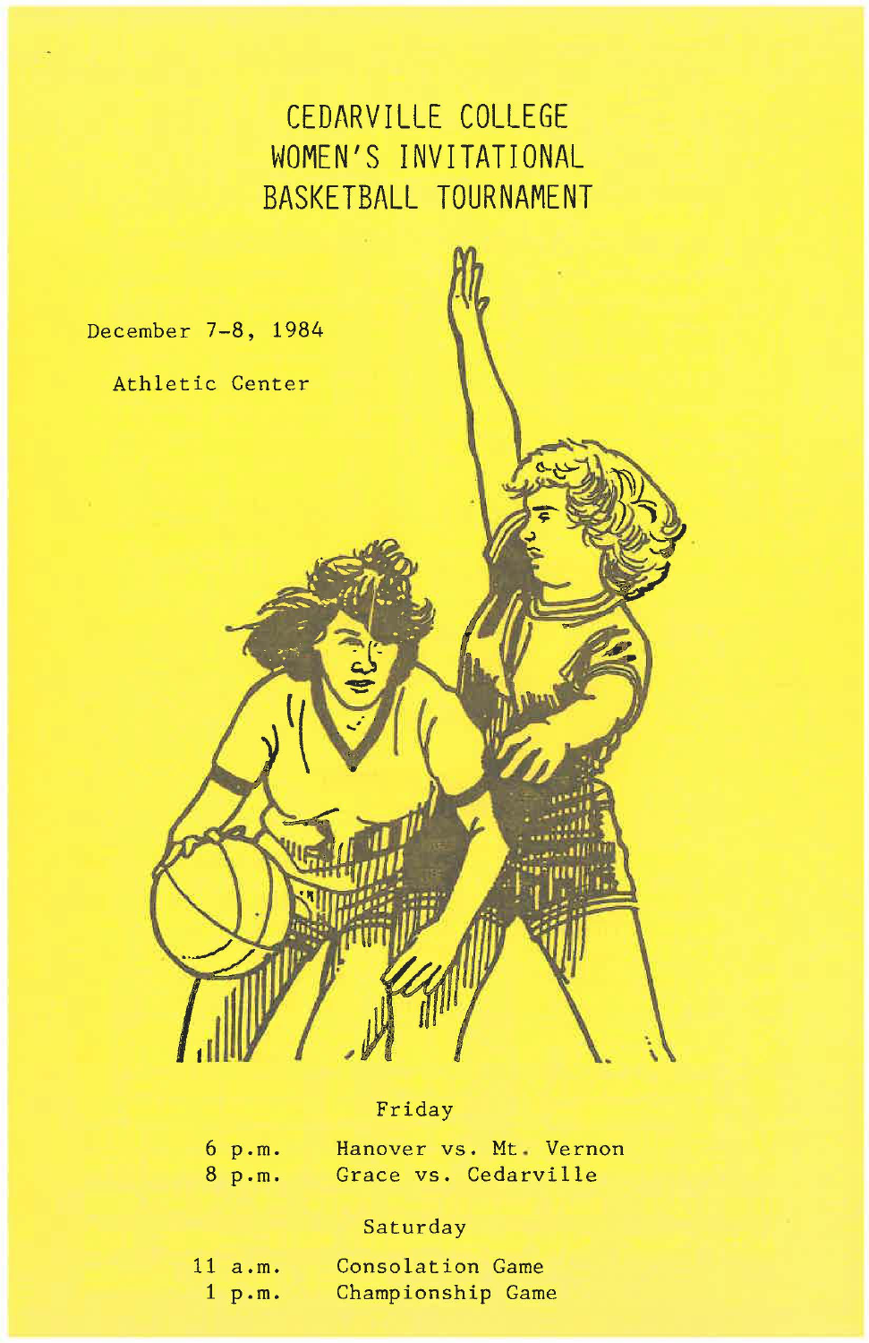# CEDARVILLE COLLEGE WOMEN'S INVITATIONAL BASKETBALL TOURNAMENT

December 7-8, 1984

Athletic Center

### Friday

| | |
|---|---|
| 6 p.m. | Hanover vs. Mt. Vernon |
| 8 p.m. | Grace vs. Cedarville |

### Saturday

| | |
|---|---|
| 11 a.m. | Consolation Game |
| 1 p.m. | Championship Game |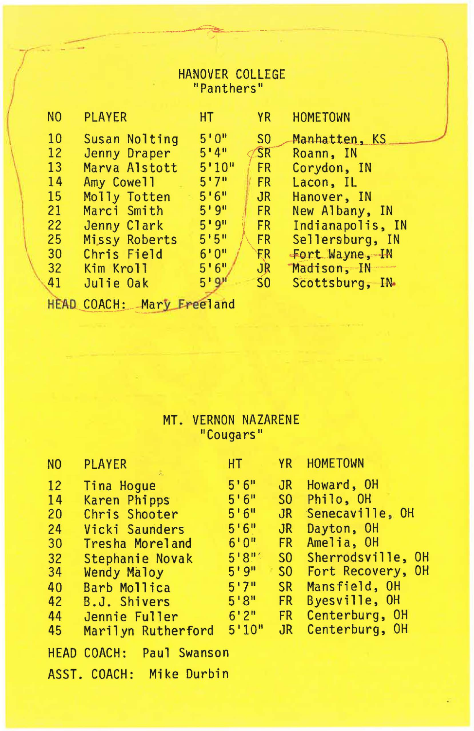## HANOVER COLLEGE
"Panthers"

| NO | PLAYER | HT | YR | HOMETOWN |
|---|---|---|---|---|
| 10 | Susan Nolting | 5'0" | SO | Manhatten, KS |
| 12 | Jenny Draper | 5'4" | SR | Roann, IN |
| 13 | Marva Alstott | 5'10" | FR | Corydon, IN |
| 14 | Amy Cowell | 5'7" | FR | Lacon, IL |
| 15 | Molly Totten | 5'6" | JR | Hanover, IN |
| 21 | Marci Smith | 5'9" | FR | New Albany, IN |
| 22 | Jenny Clark | 5'9" | FR | Indianapolis, IN |
| 25 | Missy Roberts | 5'5" | FR | Sellersburg, IN |
| 30 | Chris Field | 6'0" | FR | Fort Wayne, IN |
| 32 | Kim Kroll | 5'6" | JR | Madison, IN |
| 41 | Julie Oak | 5'9" | SO | Scottsburg, IN |

HEAD COACH: Mary Freeland

## MT. VERNON NAZARENE
"Cougars"

| NO | PLAYER | HT | YR | HOMETOWN |
|---|---|---|---|---|
| 12 | Tina Hogue | 5'6" | JR | Howard, OH |
| 14 | Karen Phipps | 5'6" | SO | Philo, OH |
| 20 | Chris Shooter | 5'6" | JR | Senecaville, OH |
| 24 | Vicki Saunders | 5'6" | JR | Dayton, OH |
| 30 | Tresha Moreland | 6'0" | FR | Amelia, OH |
| 32 | Stephanie Novak | 5'8" | SO | Sherrodsville, OH |
| 34 | Wendy Maloy | 5'9" | SO | Fort Recovery, OH |
| 40 | Barb Mollica | 5'7" | SR | Mansfield, OH |
| 42 | B.J. Shivers | 5'8" | FR | Byesville, OH |
| 44 | Jennie Fuller | 6'2" | FR | Centerburg, OH |
| 45 | Marilyn Rutherford | 5'10" | JR | Centerburg, OH |

HEAD COACH: Paul Swanson

ASST. COACH: Mike Durbin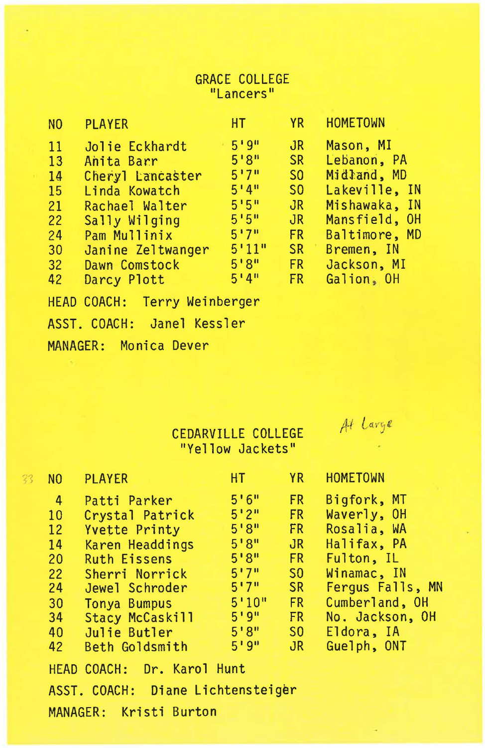## GRACE COLLEGE
"Lancers"

| NO | PLAYER | HT | YR | HOMETOWN |
|---|---|---|---|---|
| 11 | Jolie Eckhardt | 5'9" | JR | Mason, MI |
| 13 | Anita Barr | 5'8" | SR | Lebanon, PA |
| 14 | Cheryl Lancaster | 5'7" | SO | Midland, MD |
| 15 | Linda Kowatch | 5'4" | SO | Lakeville, IN |
| 21 | Rachael Walter | 5'5" | JR | Mishawaka, IN |
| 22 | Sally Wilging | 5'5" | JR | Mansfield, OH |
| 24 | Pam Mullinix | 5'7" | FR | Baltimore, MD |
| 30 | Janine Zeltwanger | 5'11" | SR | Bremen, IN |
| 32 | Dawn Comstock | 5'8" | FR | Jackson, MI |
| 42 | Darcy Plott | 5'4" | FR | Galion, OH |

HEAD COACH: Terry Weinberger

ASST. COACH: Janel Kessler

MANAGER: Monica Dever

## CEDARVILLE COLLEGE
"Yellow Jackets"

*At Large*

| NO | PLAYER | HT | YR | HOMETOWN |
|---|---|---|---|---|
| 4 | Patti Parker | 5'6" | FR | Bigfork, MT |
| 10 | Crystal Patrick | 5'2" | FR | Waverly, OH |
| 12 | Yvette Printy | 5'8" | FR | Rosalia, WA |
| 14 | Karen Headdings | 5'8" | JR | Halifax, PA |
| 20 | Ruth Eissens | 5'8" | FR | Fulton, IL |
| 22 | Sherri Norrick | 5'7" | SO | Winamac, IN |
| 24 | Jewel Schroder | 5'7" | SR | Fergus Falls, MN |
| 30 | Tonya Bumpus | 5'10" | FR | Cumberland, OH |
| 34 | Stacy McCaskill | 5'9" | FR | No. Jackson, OH |
| 40 | Julie Butler | 5'8" | SO | Eldora, IA |
| 42 | Beth Goldsmith | 5'9" | JR | Guelph, ONT |

HEAD COACH: Dr. Karol Hunt

ASST. COACH: Diane Lichtensteiger

MANAGER: Kristi Burton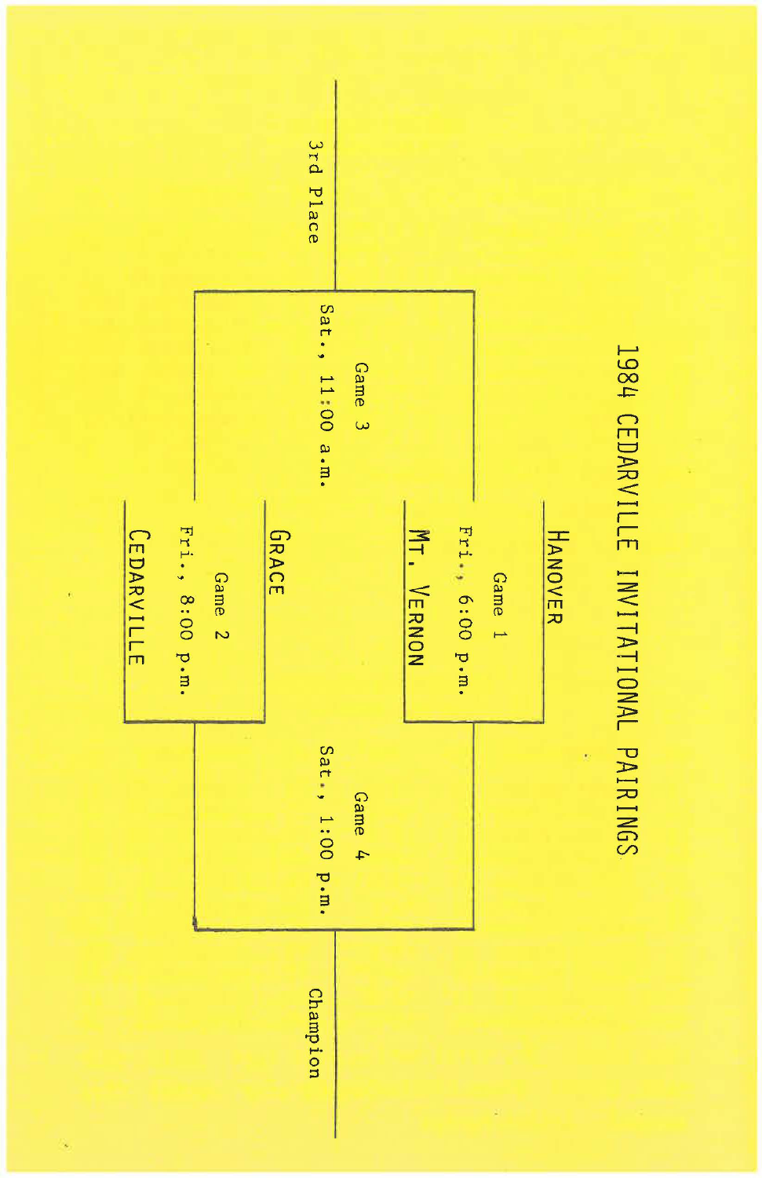# 1984 CEDARVILLE INVITATIONAL PAIRINGS

HANOVER

Game 1

Fri., 6:00 p.m.

MT. VERNON

GRACE

Game 2

Fri., 8:00 p.m.

CEDARVILLE

Game 3

Sat., 11:00 a.m.

3rd Place

Game 4

Sat., 1:00 p.m.

Champion